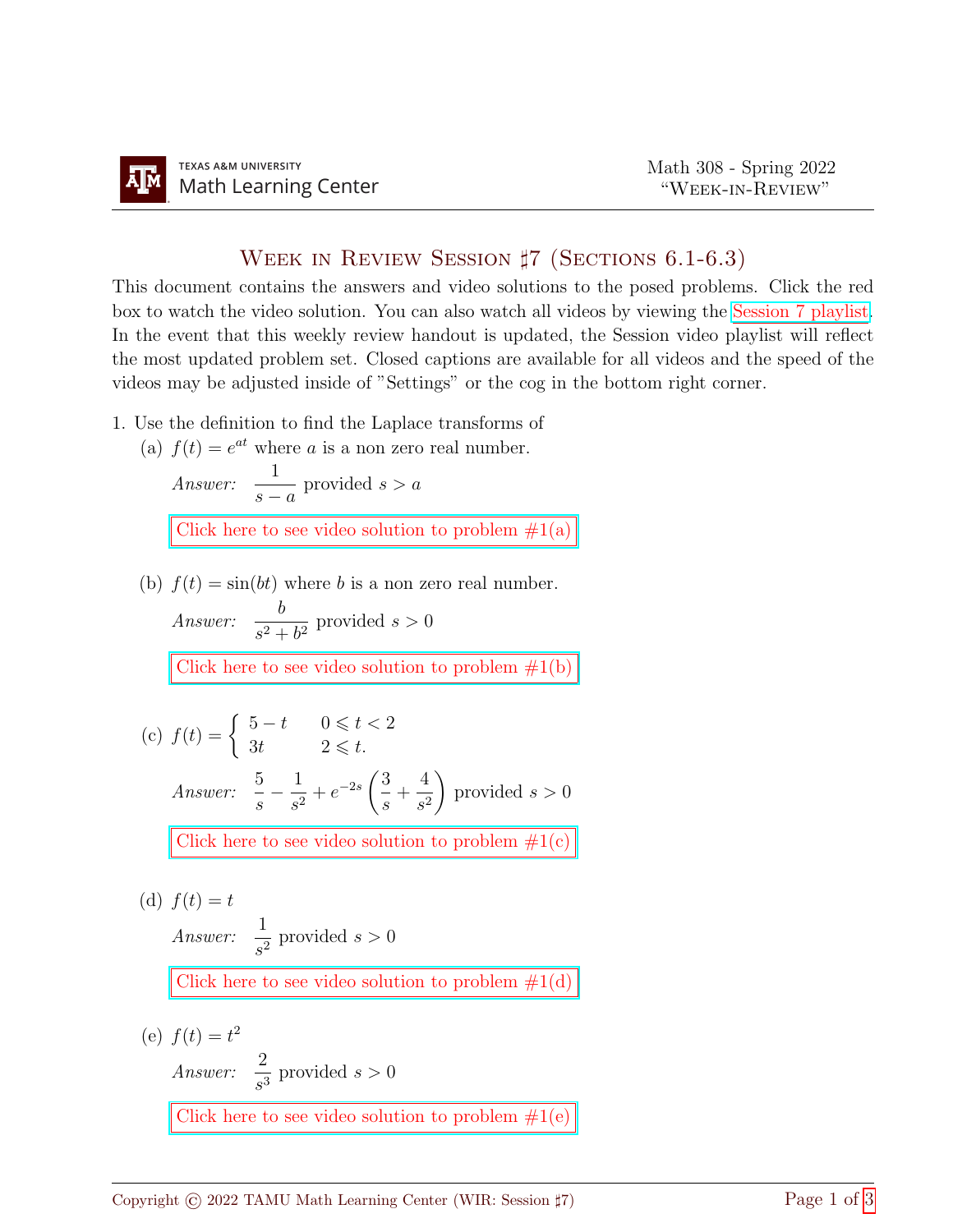TEXAS A&M UNIVERSITY
Math Learning Center

Math 308 - Spring 2022
"Week-in-Review"

# Week in Review Session ♯7 (Sections 6.1-6.3)

This document contains the answers and video solutions to the posed problems. Click the red box to watch the video solution. You can also watch all videos by viewing the Session 7 playlist. In the event that this weekly review handout is updated, the Session video playlist will reflect the most updated problem set. Closed captions are available for all videos and the speed of the videos may be adjusted inside of "Settings" or the cog in the bottom right corner.

1. Use the definition to find the Laplace transforms of

   (a) $f(t) = e^{at}$ where $a$ is a non zero real number.

   *Answer:* $\dfrac{1}{s-a}$ provided $s > a$

   Click here to see video solution to problem #1(a)

   (b) $f(t) = \sin(bt)$ where $b$ is a non zero real number.

   *Answer:* $\dfrac{b}{s^2+b^2}$ provided $s > 0$

   Click here to see video solution to problem #1(b)

   (c) $f(t) = \begin{cases} 5-t & 0 \leqslant t < 2 \\ 3t & 2 \leqslant t. \end{cases}$

   *Answer:* $\dfrac{5}{s} - \dfrac{1}{s^2} + e^{-2s}\left(\dfrac{3}{s} + \dfrac{4}{s^2}\right)$ provided $s > 0$

   Click here to see video solution to problem #1(c)

   (d) $f(t) = t$

   *Answer:* $\dfrac{1}{s^2}$ provided $s > 0$

   Click here to see video solution to problem #1(d)

   (e) $f(t) = t^2$

   *Answer:* $\dfrac{2}{s^3}$ provided $s > 0$

   Click here to see video solution to problem #1(e)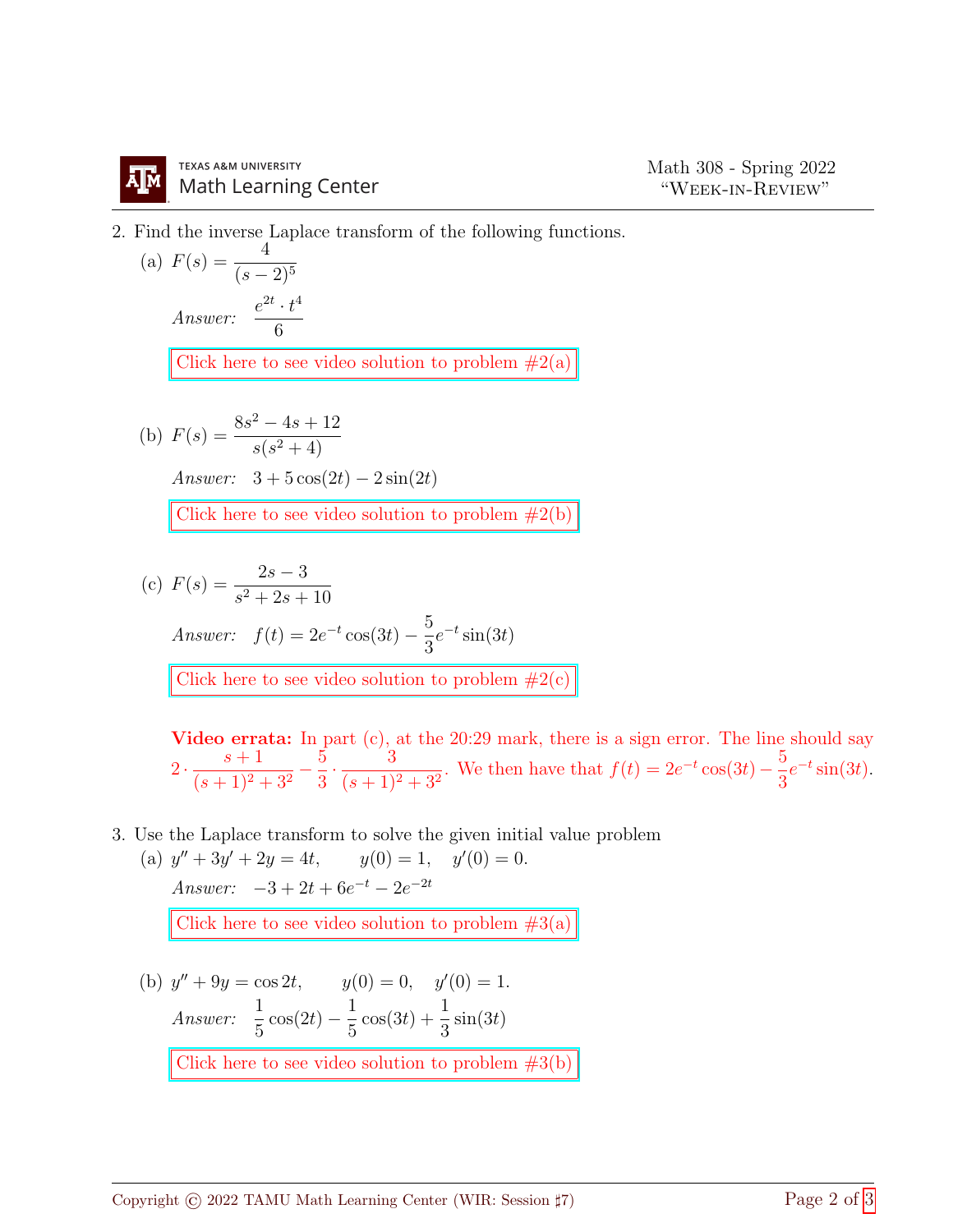2. Find the inverse Laplace transform of the following functions.

   (a) $F(s) = \dfrac{4}{(s-2)^5}$

   *Answer:* $\dfrac{e^{2t} \cdot t^4}{6}$

   Click here to see video solution to problem #2(a)

   (b) $F(s) = \dfrac{8s^2 - 4s + 12}{s(s^2+4)}$

   *Answer:* $3 + 5\cos(2t) - 2\sin(2t)$

   Click here to see video solution to problem #2(b)

   (c) $F(s) = \dfrac{2s-3}{s^2+2s+10}$

   *Answer:* $f(t) = 2e^{-t}\cos(3t) - \dfrac{5}{3}e^{-t}\sin(3t)$

   Click here to see video solution to problem #2(c)

   **Video errata:** In part (c), at the 20:29 mark, there is a sign error. The line should say $2 \cdot \dfrac{s+1}{(s+1)^2+3^2} - \dfrac{5}{3} \cdot \dfrac{3}{(s+1)^2+3^2}$. We then have that $f(t) = 2e^{-t}\cos(3t) - \dfrac{5}{3}e^{-t}\sin(3t)$.

3. Use the Laplace transform to solve the given initial value problem

   (a) $y'' + 3y' + 2y = 4t, \qquad y(0) = 1, \quad y'(0) = 0.$

   *Answer:* $-3 + 2t + 6e^{-t} - 2e^{-2t}$

   Click here to see video solution to problem #3(a)

   (b) $y'' + 9y = \cos 2t, \qquad y(0) = 0, \quad y'(0) = 1.$

   *Answer:* $\dfrac{1}{5}\cos(2t) - \dfrac{1}{5}\cos(3t) + \dfrac{1}{3}\sin(3t)$

   Click here to see video solution to problem #3(b)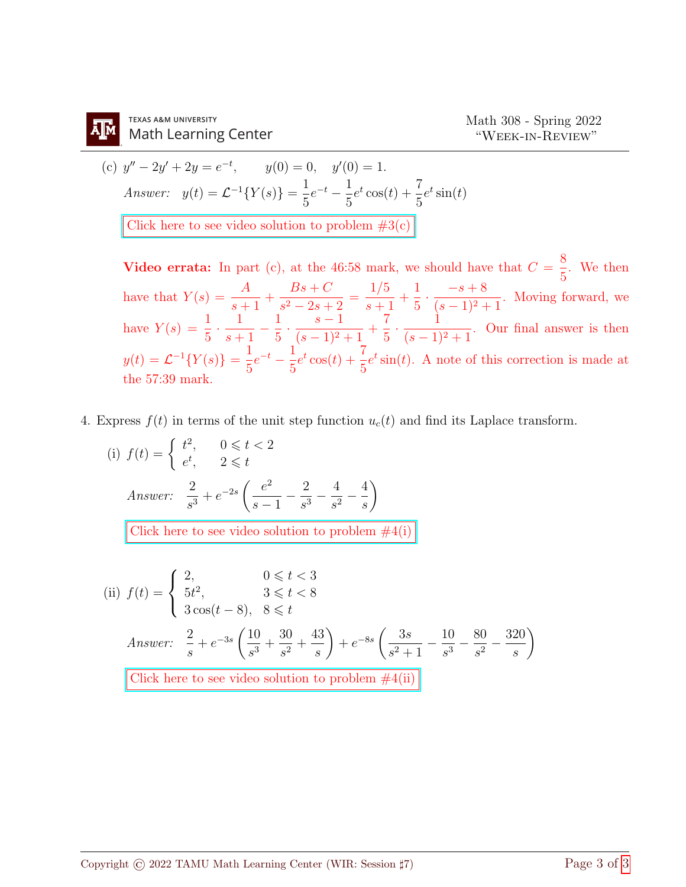(c) $y'' - 2y' + 2y = e^{-t}, \qquad y(0) = 0, \quad y'(0) = 1.$

*Answer:* $\;y(t) = \mathcal{L}^{-1}\{Y(s)\} = \dfrac{1}{5}e^{-t} - \dfrac{1}{5}e^{t}\cos(t) + \dfrac{7}{5}e^{t}\sin(t)$

Click here to see video solution to problem #3(c)

**Video errata:** In part (c), at the 46:58 mark, we should have that $C = \dfrac{8}{5}$. We then have that $Y(s) = \dfrac{A}{s+1} + \dfrac{Bs+C}{s^2-2s+2} = \dfrac{1/5}{s+1} + \dfrac{1}{5}\cdot\dfrac{-s+8}{(s-1)^2+1}$. Moving forward, we have $Y(s) = \dfrac{1}{5}\cdot\dfrac{1}{s+1} - \dfrac{1}{5}\cdot\dfrac{s-1}{(s-1)^2+1} + \dfrac{7}{5}\cdot\dfrac{1}{(s-1)^2+1}$. Our final answer is then $y(t) = \mathcal{L}^{-1}\{Y(s)\} = \dfrac{1}{5}e^{-t} - \dfrac{1}{5}e^{t}\cos(t) + \dfrac{7}{5}e^{t}\sin(t)$. A note of this correction is made at the 57:39 mark.

4. Express $f(t)$ in terms of the unit step function $u_c(t)$ and find its Laplace transform.

(i) $f(t) = \begin{cases} t^2, & 0 \leqslant t < 2 \\ e^t, & 2 \leqslant t \end{cases}$

*Answer:* $\;\dfrac{2}{s^3} + e^{-2s}\left(\dfrac{e^2}{s-1} - \dfrac{2}{s^3} - \dfrac{4}{s^2} - \dfrac{4}{s}\right)$

Click here to see video solution to problem #4(i)

(ii) $f(t) = \begin{cases} 2, & 0 \leqslant t < 3 \\ 5t^2, & 3 \leqslant t < 8 \\ 3\cos(t-8), & 8 \leqslant t \end{cases}$

*Answer:* $\;\dfrac{2}{s} + e^{-3s}\left(\dfrac{10}{s^3} + \dfrac{30}{s^2} + \dfrac{43}{s}\right) + e^{-8s}\left(\dfrac{3s}{s^2+1} - \dfrac{10}{s^3} - \dfrac{80}{s^2} - \dfrac{320}{s}\right)$

Click here to see video solution to problem #4(ii)